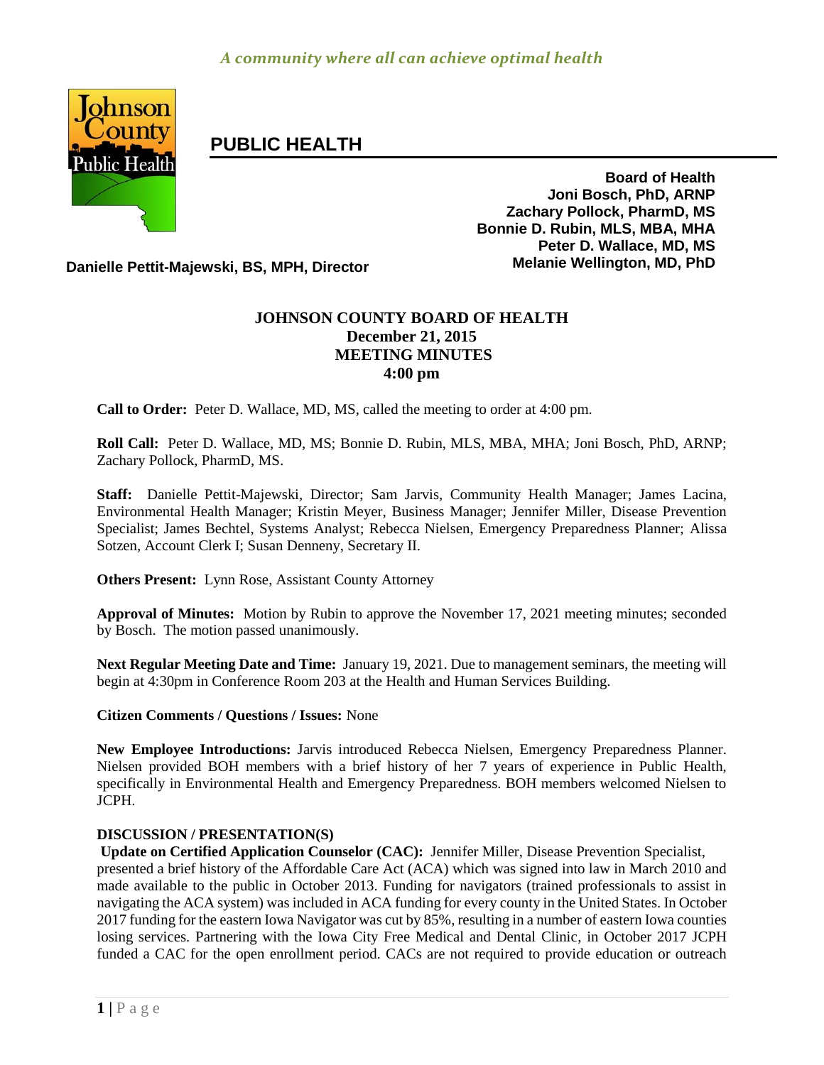*A community where all can achieve optimal health*

# PUBLIC HEALTH

**Board of Health**
**Joni Bosch, PhD, ARNP**
**Zachary Pollock, PharmD, MS**
**Bonnie D. Rubin, MLS, MBA, MHA**
**Peter D. Wallace, MD, MS**
**Melanie Wellington, MD, PhD**

**Danielle Pettit-Majewski, BS, MPH, Director**

## JOHNSON COUNTY BOARD OF HEALTH
## December 21, 2015
## MEETING MINUTES
## 4:00 pm

**Call to Order:** Peter D. Wallace, MD, MS, called the meeting to order at 4:00 pm.

**Roll Call:** Peter D. Wallace, MD, MS; Bonnie D. Rubin, MLS, MBA, MHA; Joni Bosch, PhD, ARNP; Zachary Pollock, PharmD, MS.

**Staff:** Danielle Pettit-Majewski, Director; Sam Jarvis, Community Health Manager; James Lacina, Environmental Health Manager; Kristin Meyer, Business Manager; Jennifer Miller, Disease Prevention Specialist; James Bechtel, Systems Analyst; Rebecca Nielsen, Emergency Preparedness Planner; Alissa Sotzen, Account Clerk I; Susan Denneny, Secretary II.

**Others Present:** Lynn Rose, Assistant County Attorney

**Approval of Minutes:** Motion by Rubin to approve the November 17, 2021 meeting minutes; seconded by Bosch. The motion passed unanimously.

**Next Regular Meeting Date and Time:** January 19, 2021. Due to management seminars, the meeting will begin at 4:30pm in Conference Room 203 at the Health and Human Services Building.

**Citizen Comments / Questions / Issues:** None

**New Employee Introductions:** Jarvis introduced Rebecca Nielsen, Emergency Preparedness Planner. Nielsen provided BOH members with a brief history of her 7 years of experience in Public Health, specifically in Environmental Health and Emergency Preparedness. BOH members welcomed Nielsen to JCPH.

**DISCUSSION / PRESENTATION(S)**

**Update on Certified Application Counselor (CAC):** Jennifer Miller, Disease Prevention Specialist, presented a brief history of the Affordable Care Act (ACA) which was signed into law in March 2010 and made available to the public in October 2013. Funding for navigators (trained professionals to assist in navigating the ACA system) was included in ACA funding for every county in the United States. In October 2017 funding for the eastern Iowa Navigator was cut by 85%, resulting in a number of eastern Iowa counties losing services. Partnering with the Iowa City Free Medical and Dental Clinic, in October 2017 JCPH funded a CAC for the open enrollment period. CACs are not required to provide education or outreach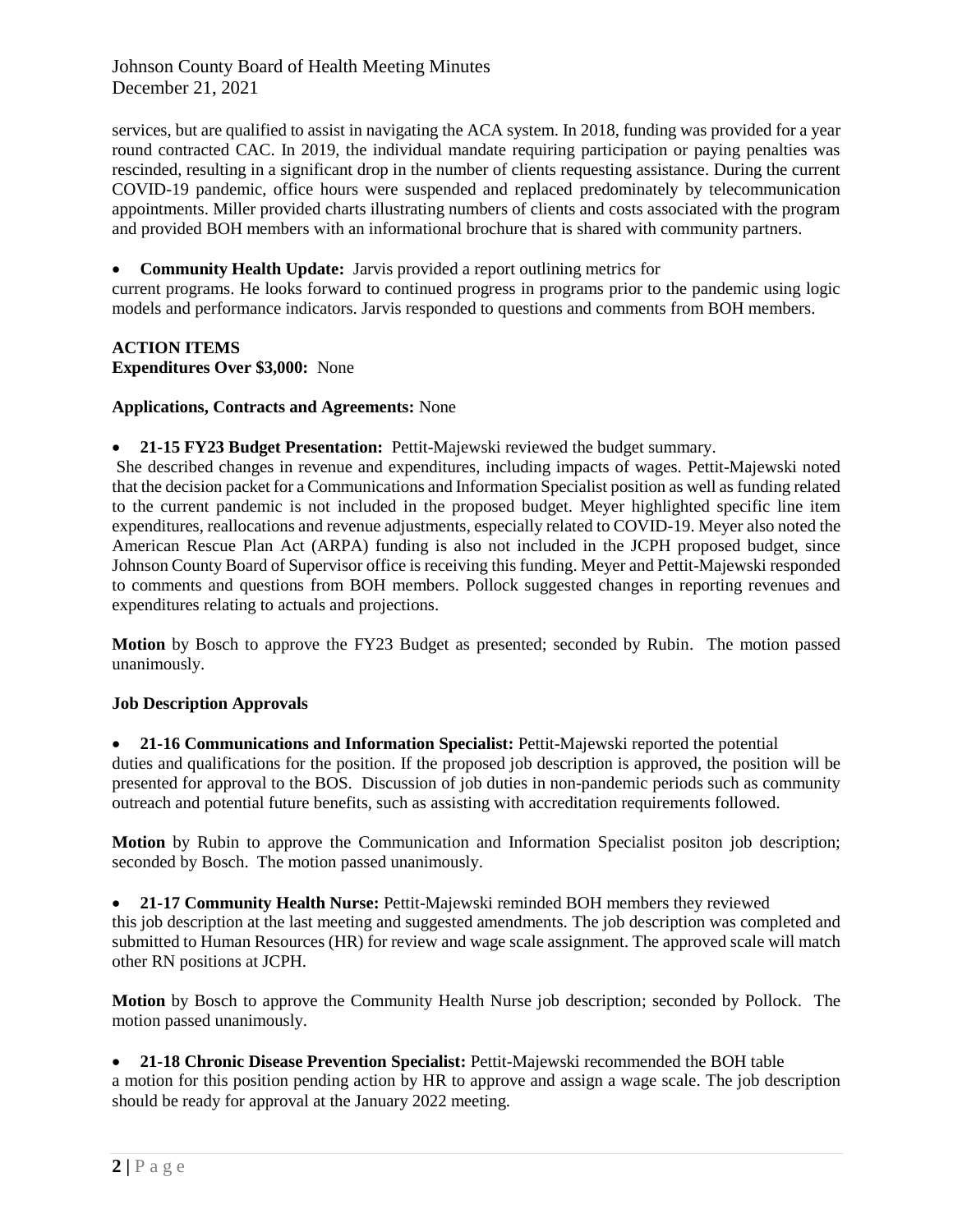services, but are qualified to assist in navigating the ACA system. In 2018, funding was provided for a year round contracted CAC. In 2019, the individual mandate requiring participation or paying penalties was rescinded, resulting in a significant drop in the number of clients requesting assistance. During the current COVID-19 pandemic, office hours were suspended and replaced predominately by telecommunication appointments. Miller provided charts illustrating numbers of clients and costs associated with the program and provided BOH members with an informational brochure that is shared with community partners.

- **Community Health Update:** Jarvis provided a report outlining metrics for current programs. He looks forward to continued progress in programs prior to the pandemic using logic models and performance indicators. Jarvis responded to questions and comments from BOH members.

**ACTION ITEMS**

**Expenditures Over $3,000:** None

**Applications, Contracts and Agreements:** None

- **21-15 FY23 Budget Presentation:** Pettit-Majewski reviewed the budget summary. She described changes in revenue and expenditures, including impacts of wages. Pettit-Majewski noted that the decision packet for a Communications and Information Specialist position as well as funding related to the current pandemic is not included in the proposed budget. Meyer highlighted specific line item expenditures, reallocations and revenue adjustments, especially related to COVID-19. Meyer also noted the American Rescue Plan Act (ARPA) funding is also not included in the JCPH proposed budget, since Johnson County Board of Supervisor office is receiving this funding. Meyer and Pettit-Majewski responded to comments and questions from BOH members. Pollock suggested changes in reporting revenues and expenditures relating to actuals and projections.

**Motion** by Bosch to approve the FY23 Budget as presented; seconded by Rubin. The motion passed unanimously.

**Job Description Approvals**

- **21-16 Communications and Information Specialist:** Pettit-Majewski reported the potential duties and qualifications for the position. If the proposed job description is approved, the position will be presented for approval to the BOS. Discussion of job duties in non-pandemic periods such as community outreach and potential future benefits, such as assisting with accreditation requirements followed.

**Motion** by Rubin to approve the Communication and Information Specialist positon job description; seconded by Bosch. The motion passed unanimously.

- **21-17 Community Health Nurse:** Pettit-Majewski reminded BOH members they reviewed this job description at the last meeting and suggested amendments. The job description was completed and submitted to Human Resources (HR) for review and wage scale assignment. The approved scale will match other RN positions at JCPH.

**Motion** by Bosch to approve the Community Health Nurse job description; seconded by Pollock. The motion passed unanimously.

- **21-18 Chronic Disease Prevention Specialist:** Pettit-Majewski recommended the BOH table a motion for this position pending action by HR to approve and assign a wage scale. The job description should be ready for approval at the January 2022 meeting.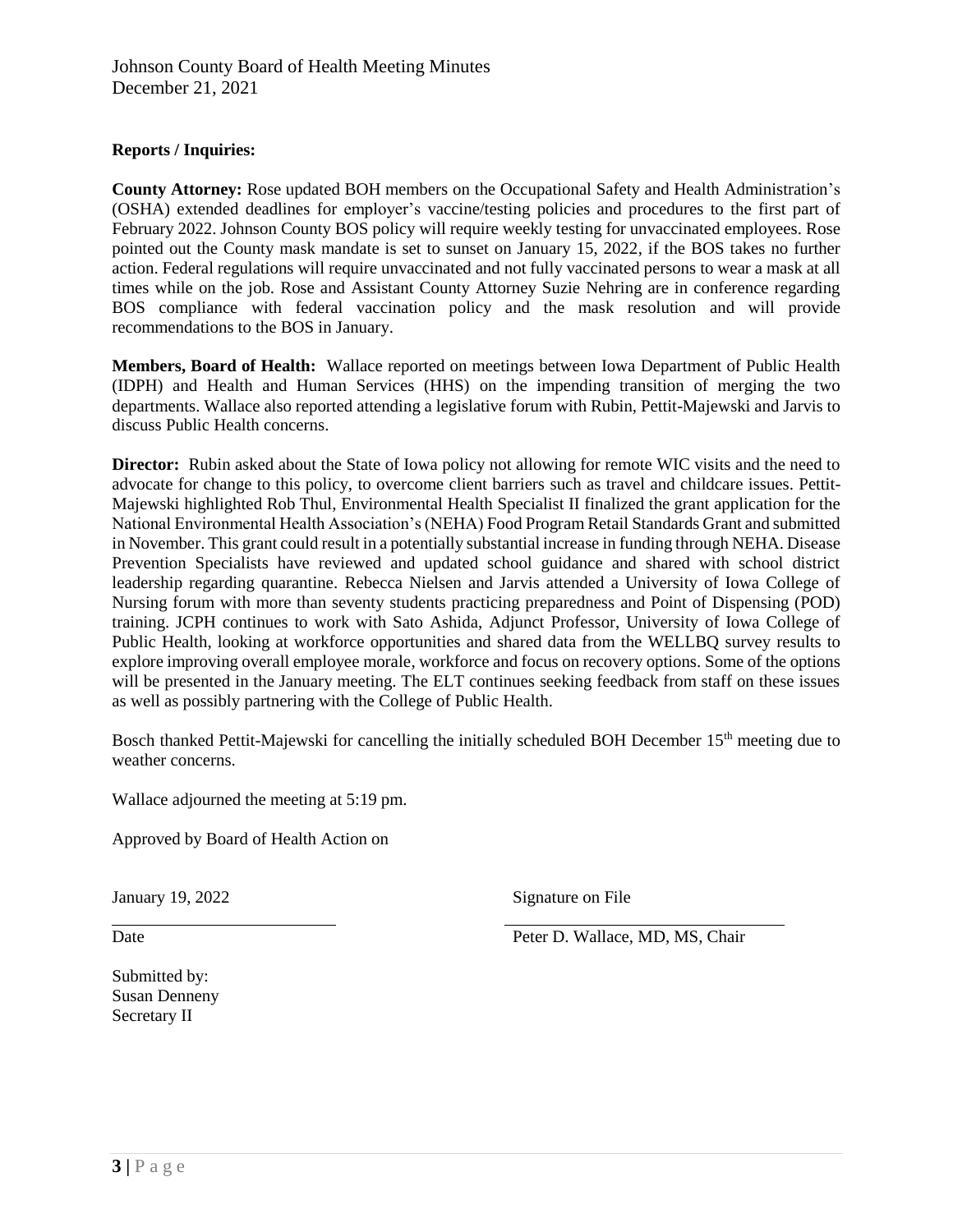**Reports / Inquiries:**

**County Attorney:** Rose updated BOH members on the Occupational Safety and Health Administration's (OSHA) extended deadlines for employer's vaccine/testing policies and procedures to the first part of February 2022. Johnson County BOS policy will require weekly testing for unvaccinated employees. Rose pointed out the County mask mandate is set to sunset on January 15, 2022, if the BOS takes no further action. Federal regulations will require unvaccinated and not fully vaccinated persons to wear a mask at all times while on the job. Rose and Assistant County Attorney Suzie Nehring are in conference regarding BOS compliance with federal vaccination policy and the mask resolution and will provide recommendations to the BOS in January.

**Members, Board of Health:** Wallace reported on meetings between Iowa Department of Public Health (IDPH) and Health and Human Services (HHS) on the impending transition of merging the two departments. Wallace also reported attending a legislative forum with Rubin, Pettit-Majewski and Jarvis to discuss Public Health concerns.

**Director:** Rubin asked about the State of Iowa policy not allowing for remote WIC visits and the need to advocate for change to this policy, to overcome client barriers such as travel and childcare issues. Pettit-Majewski highlighted Rob Thul, Environmental Health Specialist II finalized the grant application for the National Environmental Health Association's (NEHA) Food Program Retail Standards Grant and submitted in November. This grant could result in a potentially substantial increase in funding through NEHA. Disease Prevention Specialists have reviewed and updated school guidance and shared with school district leadership regarding quarantine. Rebecca Nielsen and Jarvis attended a University of Iowa College of Nursing forum with more than seventy students practicing preparedness and Point of Dispensing (POD) training. JCPH continues to work with Sato Ashida, Adjunct Professor, University of Iowa College of Public Health, looking at workforce opportunities and shared data from the WELLBQ survey results to explore improving overall employee morale, workforce and focus on recovery options. Some of the options will be presented in the January meeting. The ELT continues seeking feedback from staff on these issues as well as possibly partnering with the College of Public Health.

Bosch thanked Pettit-Majewski for cancelling the initially scheduled BOH December 15th meeting due to weather concerns.

Wallace adjourned the meeting at 5:19 pm.

Approved by Board of Health Action on

January 19, 2022 — Date

Signature on File — Peter D. Wallace, MD, MS, Chair

Submitted by:
Susan Denneny
Secretary II